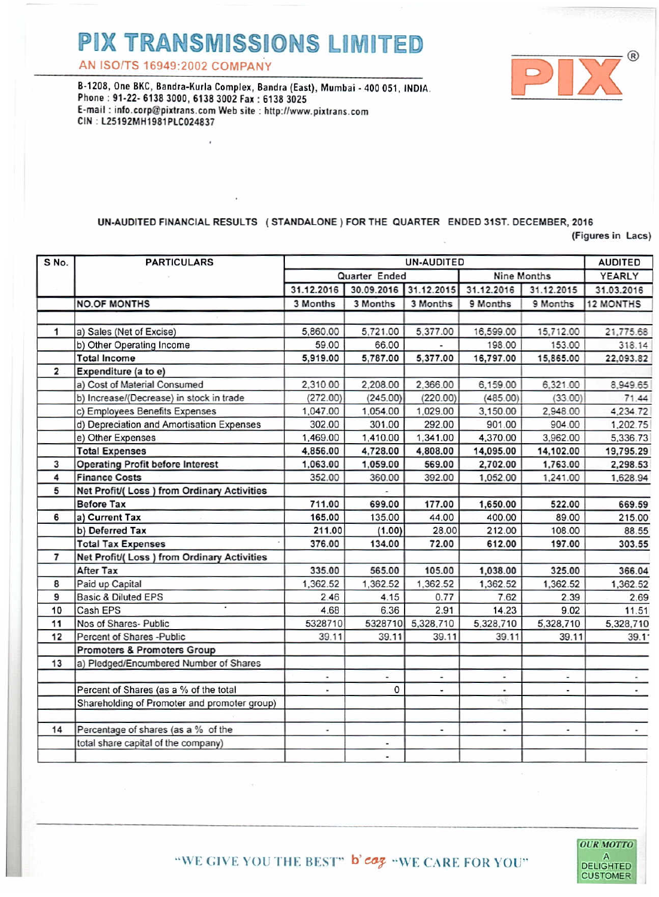# PIX TRANSMISSIONS LIMITED

AN ISO/TS 16949:2002 COMPANY

B-1208, One BKC, Bandra-Kurla Complex, Bandra (East), Mumbai - 400 051, INDIA.
Phone : 91-22- 6138 3000, 6138 3002 Fax : 6138 3025
E-mail : info.corp@pixtrans.com Web site : http://www.pixtrans.com
CIN : L25192MH1981PLC024837

PIX®

**UN-AUDITED FINANCIAL RESULTS ( STANDALONE ) FOR THE QUARTER ENDED 31ST. DECEMBER, 2016**

(Figures in Lacs)

| S No. | PARTICULARS | UN-AUDITED | | | | | AUDITED |
|---|---|---|---|---|---|---|---|
| | | Quarter Ended | | | Nine Months | | YEARLY |
| | | 31.12.2016 | 30.09.2016 | 31.12.2015 | 31.12.2016 | 31.12.2015 | 31.03.2016 |
| | NO.OF MONTHS | 3 Months | 3 Months | 3 Months | 9 Months | 9 Months | 12 MONTHS |
| | | | | | | | |
| 1 | a) Sales (Net of Excise) | 5,860.00 | 5,721.00 | 5,377.00 | 16,599.00 | 15,712.00 | 21,775.68 |
| | b) Other Operating Income | 59.00 | 66.00 | - | 198.00 | 153.00 | 318.14 |
| | **Total Income** | **5,919.00** | **5,787.00** | **5,377.00** | **16,797.00** | **15,865.00** | **22,093.82** |
| 2 | **Expenditure (a to e)** | | | | | | |
| | a) Cost of Material Consumed | 2,310.00 | 2,208.00 | 2,366.00 | 6,159.00 | 6,321.00 | 8,949.65 |
| | b) Increase/(Decrease) in stock in trade | (272.00) | (245.00) | (220.00) | (485.00) | (33.00) | 71.44 |
| | c) Employees Benefits Expenses | 1,047.00 | 1,054.00 | 1,029.00 | 3,150.00 | 2,948.00 | 4,234.72 |
| | d) Depreciation and Amortisation Expenses | 302.00 | 301.00 | 292.00 | 901.00 | 904.00 | 1,202.75 |
| | e) Other Expenses | 1,469.00 | 1,410.00 | 1,341.00 | 4,370.00 | 3,962.00 | 5,336.73 |
| | **Total Expenses** | **4,856.00** | **4,728.00** | **4,808.00** | **14,095.00** | **14,102.00** | **19,795.29** |
| 3 | **Operating Profit before Interest** | **1,063.00** | **1,059.00** | **569.00** | **2,702.00** | **1,763.00** | **2,298.53** |
| 4 | **Finance Costs** | 352.00 | 360.00 | 392.00 | 1,052.00 | 1,241.00 | 1,628.94 |
| 5 | **Net Profit/( Loss ) from Ordinary Activities** | | - | | | | |
| | **Before Tax** | **711.00** | 699.00 | 177.00 | 1,650.00 | 522.00 | 669.59 |
| 6 | **a) Current Tax** | **165.00** | 135.00 | 44.00 | 400.00 | 89.00 | 215.00 |
| | **b) Deferred Tax** | **211.00** | **(1.00)** | 28.00 | 212.00 | 108.00 | 88.55 |
| | **Total Tax Expenses** | **376.00** | 134.00 | 72.00 | 612.00 | 197.00 | 303.55 |
| 7 | **Net Profit/( Loss ) from Ordinary Activities** | | | | | | |
| | **After Tax** | 335.00 | 565.00 | 105.00 | 1,038.00 | 325.00 | 366.04 |
| 8 | Paid up Capital | 1,362.52 | 1,362.52 | 1,362.52 | 1,362.52 | 1,362.52 | 1,362.52 |
| 9 | Basic & Diluted EPS | 2.46 | 4.15 | 0.77 | 7.62 | 2.39 | 2.69 |
| 10 | Cash EPS | 4.68 | 6.36 | 2.91 | 14.23 | 9.02 | 11.51 |
| 11 | Nos of Shares- Public | 5328710 | 5328710 | 5,328,710 | 5,328,710 | 5,328,710 | 5,328,710 |
| 12 | Percent of Shares -Public | 39.11 | 39.11 | 39.11 | 39.11 | 39.11 | 39.1 |
| | **Promoters & Promoters Group** | | | | | | |
| 13 | a) Pledged/Encumbered Number of Shares | | | | | | |
| | | - | - | - | - | - | - |
| | Percent of Shares (as a % of the total | - | 0 | - | - | - | - |
| | Shareholding of Promoter and promoter group) | | | | | | |
| | | | | | | | |
| 14 | Percentage of shares (as a % of the | - | | - | - | - | - |
| | total share capital of the company) | | - | | | | |
| | | | - | | | | |

"WE GIVE YOU THE BEST" b'caz "WE CARE FOR YOU"

OUR MOTTO A DELIGHTED CUSTOMER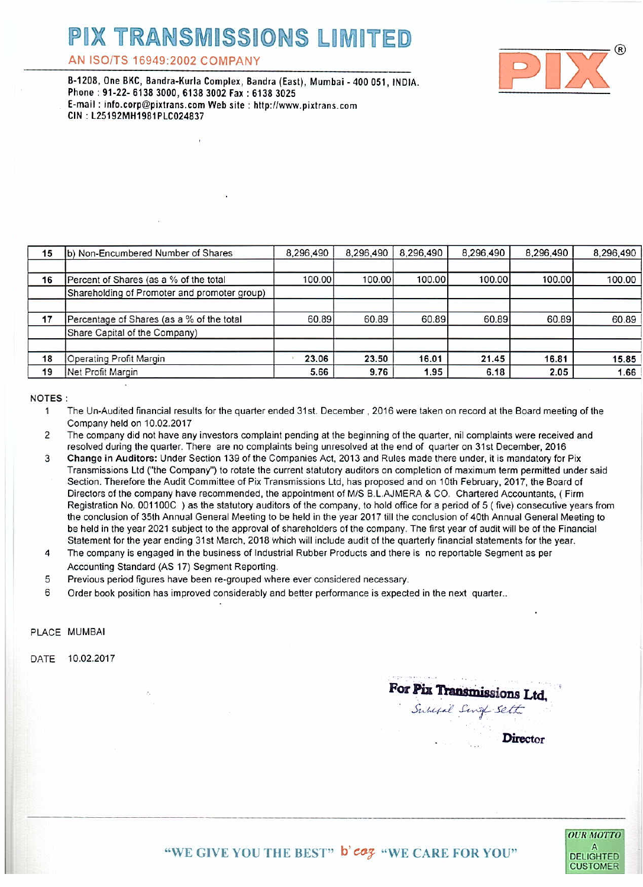# PIX TRANSMISSIONS LIMITED

AN ISO/TS 16949:2002 COMPANY

B-1208, One BKC, Bandra-Kurla Complex, Bandra (East), Mumbai - 400 051, INDIA.
Phone : 91-22- 6138 3000, 6138 3002 Fax : 6138 3025
E-mail : info.corp@pixtrans.com Web site : http://www.pixtrans.com
CIN : L25192MH1981PLC024837

| | | | | | | | |
|---|---|---|---|---|---|---|---|
| 15 | b) Non-Encumbered Number of Shares | 8,296,490 | 8,296,490 | 8,296,490 | 8,296,490 | 8,296,490 | 8,296,490 |
| | | | | | | | |
| 16 | Percent of Shares (as a % of the total Shareholding of Promoter and promoter group) | 100.00 | 100.00 | 100.00 | 100.00 | 100.00 | 100.00 |
| | | | | | | | |
| 17 | Percentage of Shares (as a % of the total Share Capital of the Company) | 60.89 | 60.89 | 60.89 | 60.89 | 60.89 | 60.89 |
| | | | | | | | |
| 18 | Operating Profit Margin | **23.06** | **23.50** | **16.01** | **21.45** | **16.81** | **15.85** |
| 19 | Net Profit Margin | **5.66** | **9.76** | **1.95** | **6.18** | **2.05** | **1.66** |

**NOTES :**

1. The Un-Audited financial results for the quarter ended 31st. December , 2016 were taken on record at the Board meeting of the Company held on 10.02.2017
2. The company did not have any investors complaint pending at the beginning of the quarter, nil complaints were received and resolved during the quarter. There are no complaints being unresolved at the end of quarter on 31st December, 2016
3. **Change in Auditors:** Under Section 139 of the Companies Act, 2013 and Rules made there under, it is mandatory for Pix Transmissions Ltd ("the Company") to rotate the current statutory auditors on completion of maximum term permitted under said Section. Therefore the Audit Committee of Pix Transmissions Ltd, has proposed and on 10th February, 2017, the Board of Directors of the company have recommended, the appointment of M/S B.L.AJMERA & CO. Chartered Accountants, ( Firm Registration No. 001100C ) as the statutory auditors of the company, to hold office for a period of 5 ( five) consecutive years from the conclusion of 35th Annual General Meeting to be held in the year 2017 till the conclusion of 40th Annual General Meeting to be held in the year 2021 subject to the approval of shareholders of the company. The first year of audit will be of the Financial Statement for the year ending 31st March, 2018 which will include audit of the quarterly financial statements for the year.
4. The company is engaged in the business of Industrial Rubber Products and there is no reportable Segment as per Accounting Standard (AS 17) Segment Reporting.
5. Previous period figures have been re-grouped where ever considered necessary.
6. Order book position has improved considerably and better performance is expected in the next quarter..

PLACE MUMBAI

DATE 10.02.2017

For Pix Transmissions Ltd.

Director

"WE GIVE YOU THE BEST" b'coz "WE CARE FOR YOU"

OUR MOTTO A DELIGHTED CUSTOMER